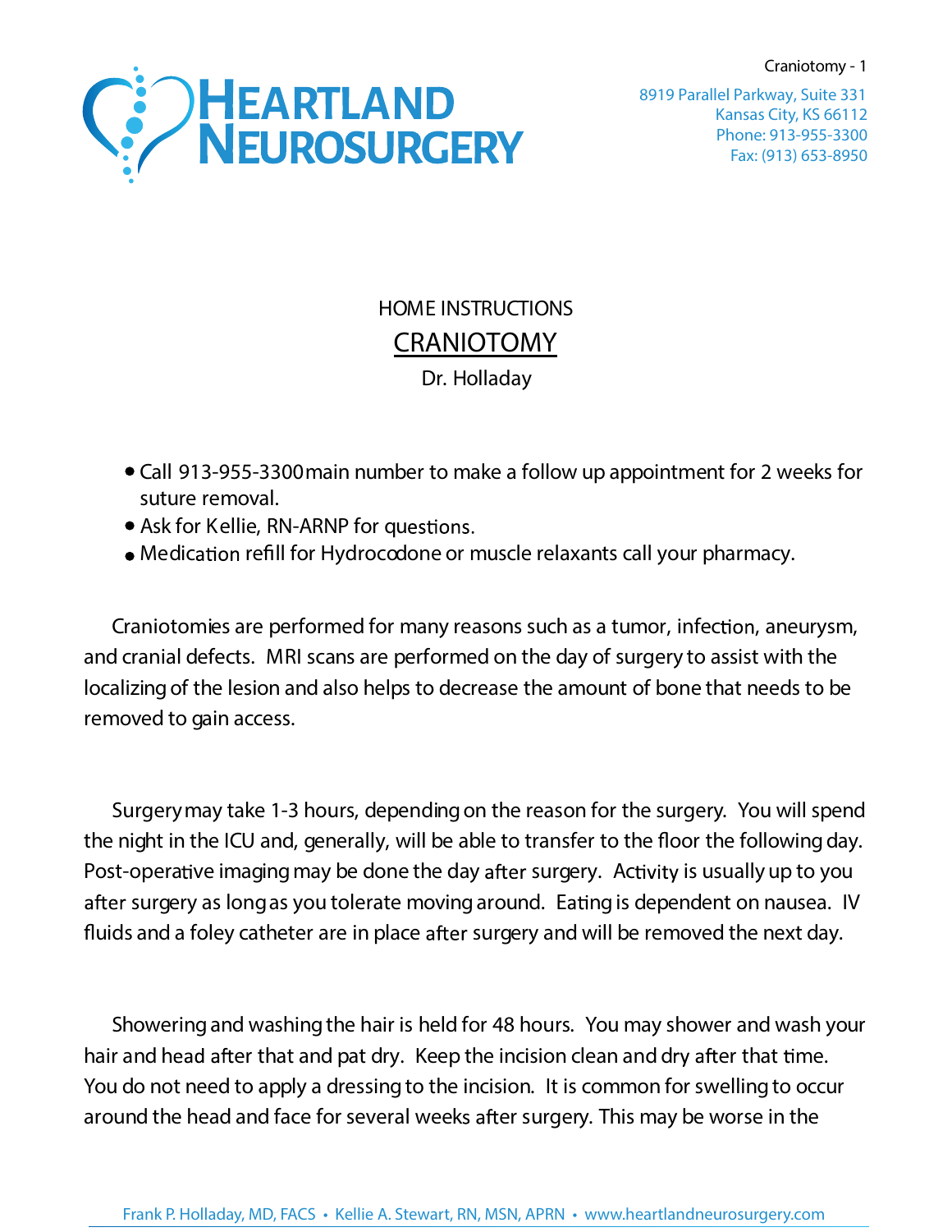# HEARTLAND NEUROSURGERY

8919 Parallel Parkway, Suite 331
Kansas City, KS 66112
Phone: 913-955-3300
Fax: (913) 653-8950

HOME INSTRUCTIONS

## CRANIOTOMY

Dr. Holladay

- Call 913-955-3300 main number to make a follow up appointment for 2 weeks for suture removal.
- Ask for Kellie, RN-ARNP for questions.
- Medication refill for Hydrocodone or muscle relaxants call your pharmacy.

Craniotomies are performed for many reasons such as a tumor, infection, aneurysm, and cranial defects. MRI scans are performed on the day of surgery to assist with the localizing of the lesion and also helps to decrease the amount of bone that needs to be removed to gain access.

Surgery may take 1-3 hours, depending on the reason for the surgery. You will spend the night in the ICU and, generally, will be able to transfer to the floor the following day. Post-operative imaging may be done the day after surgery. Activity is usually up to you after surgery as long as you tolerate moving around. Eating is dependent on nausea. IV fluids and a foley catheter are in place after surgery and will be removed the next day.

Showering and washing the hair is held for 48 hours. You may shower and wash your hair and head after that and pat dry. Keep the incision clean and dry after that time. You do not need to apply a dressing to the incision. It is common for swelling to occur around the head and face for several weeks after surgery. This may be worse in the

Frank P. Holladay, MD, FACS • Kellie A. Stewart, RN, MSN, APRN • www.heartlandneurosurgery.com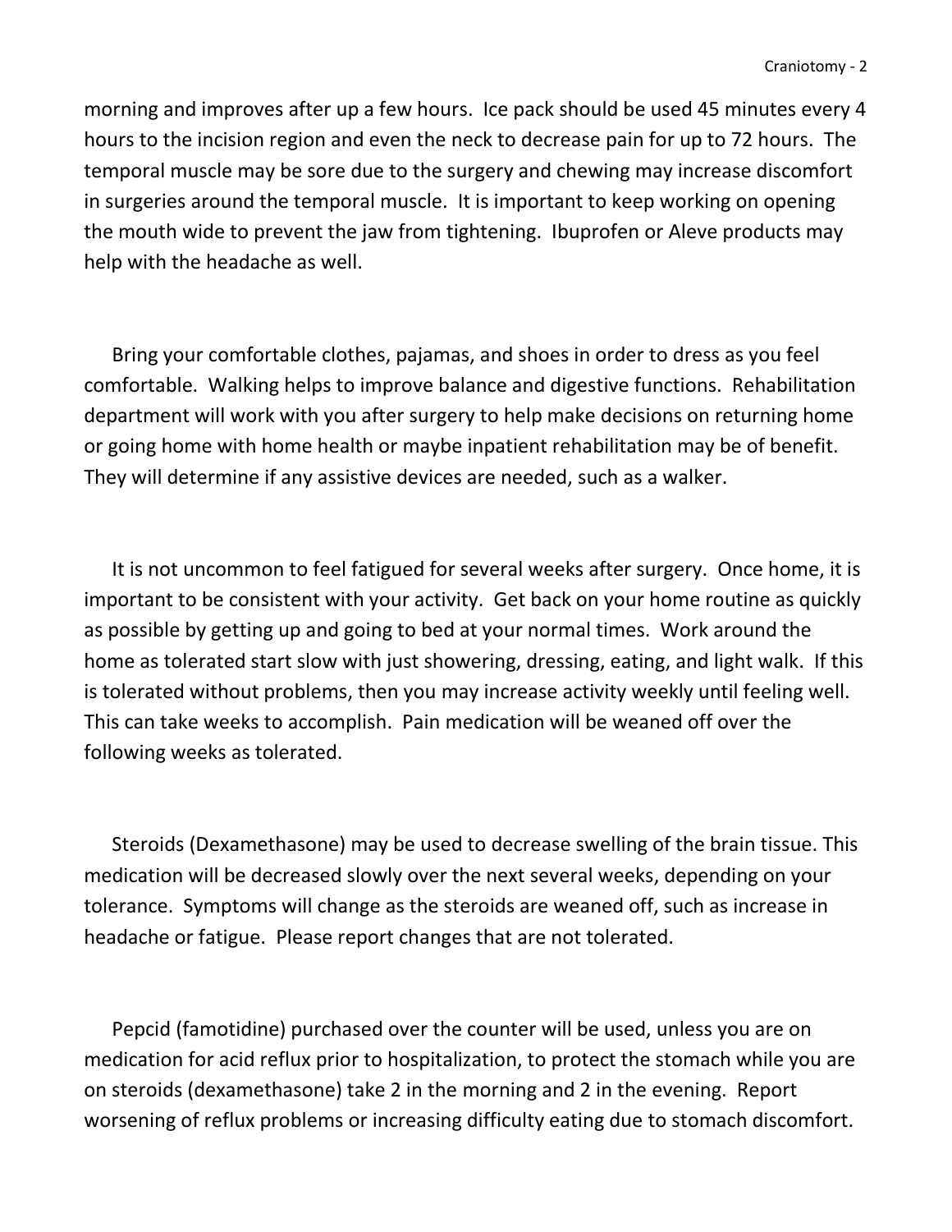morning and improves after up a few hours. Ice pack should be used 45 minutes every 4 hours to the incision region and even the neck to decrease pain for up to 72 hours. The temporal muscle may be sore due to the surgery and chewing may increase discomfort in surgeries around the temporal muscle. It is important to keep working on opening the mouth wide to prevent the jaw from tightening. Ibuprofen or Aleve products may help with the headache as well.

Bring your comfortable clothes, pajamas, and shoes in order to dress as you feel comfortable. Walking helps to improve balance and digestive functions. Rehabilitation department will work with you after surgery to help make decisions on returning home or going home with home health or maybe inpatient rehabilitation may be of benefit. They will determine if any assistive devices are needed, such as a walker.

It is not uncommon to feel fatigued for several weeks after surgery. Once home, it is important to be consistent with your activity. Get back on your home routine as quickly as possible by getting up and going to bed at your normal times. Work around the home as tolerated start slow with just showering, dressing, eating, and light walk. If this is tolerated without problems, then you may increase activity weekly until feeling well. This can take weeks to accomplish. Pain medication will be weaned off over the following weeks as tolerated.

Steroids (Dexamethasone) may be used to decrease swelling of the brain tissue. This medication will be decreased slowly over the next several weeks, depending on your tolerance. Symptoms will change as the steroids are weaned off, such as increase in headache or fatigue. Please report changes that are not tolerated.

Pepcid (famotidine) purchased over the counter will be used, unless you are on medication for acid reflux prior to hospitalization, to protect the stomach while you are on steroids (dexamethasone) take 2 in the morning and 2 in the evening. Report worsening of reflux problems or increasing difficulty eating due to stomach discomfort.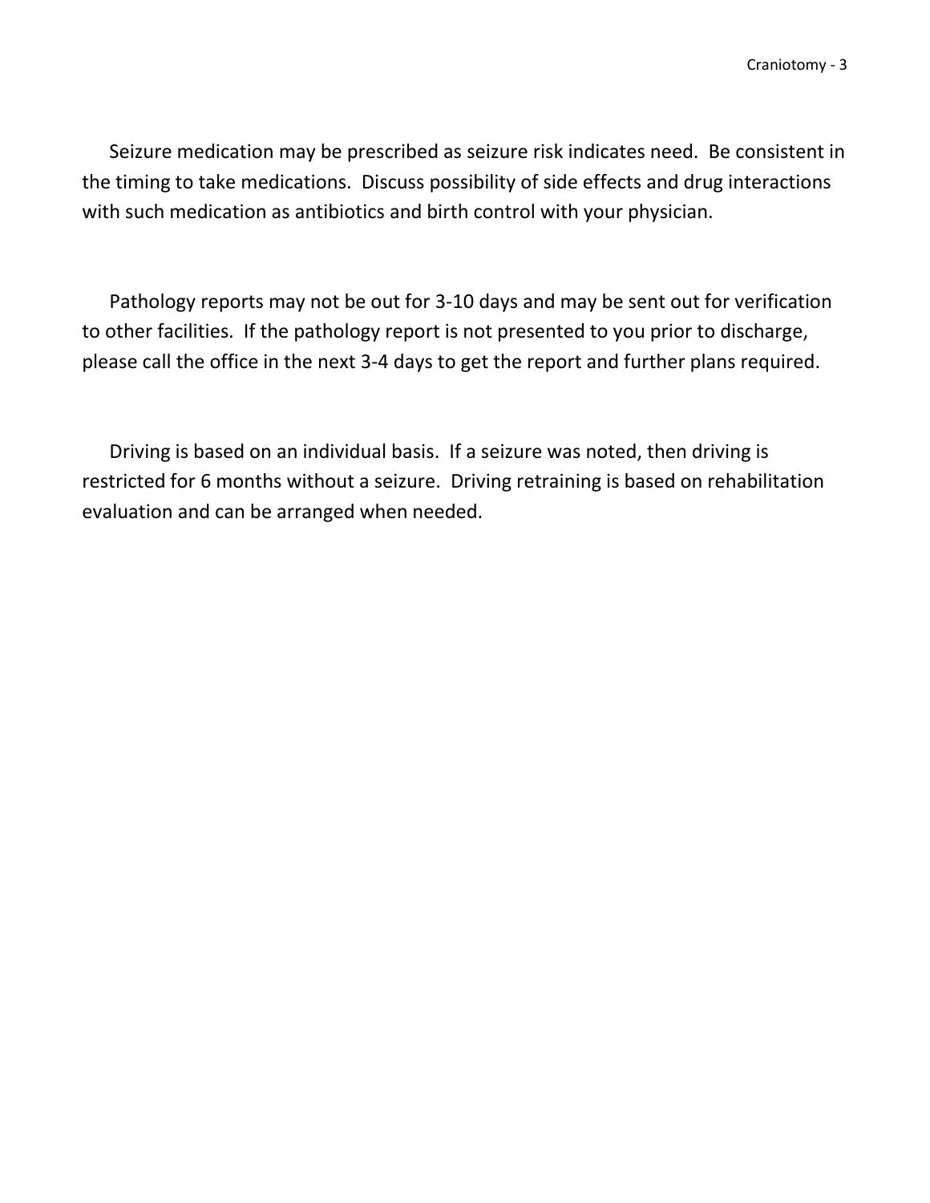Seizure medication may be prescribed as seizure risk indicates need. Be consistent in the timing to take medications. Discuss possibility of side effects and drug interactions with such medication as antibiotics and birth control with your physician.

Pathology reports may not be out for 3-10 days and may be sent out for verification to other facilities. If the pathology report is not presented to you prior to discharge, please call the office in the next 3-4 days to get the report and further plans required.

Driving is based on an individual basis. If a seizure was noted, then driving is restricted for 6 months without a seizure. Driving retraining is based on rehabilitation evaluation and can be arranged when needed.